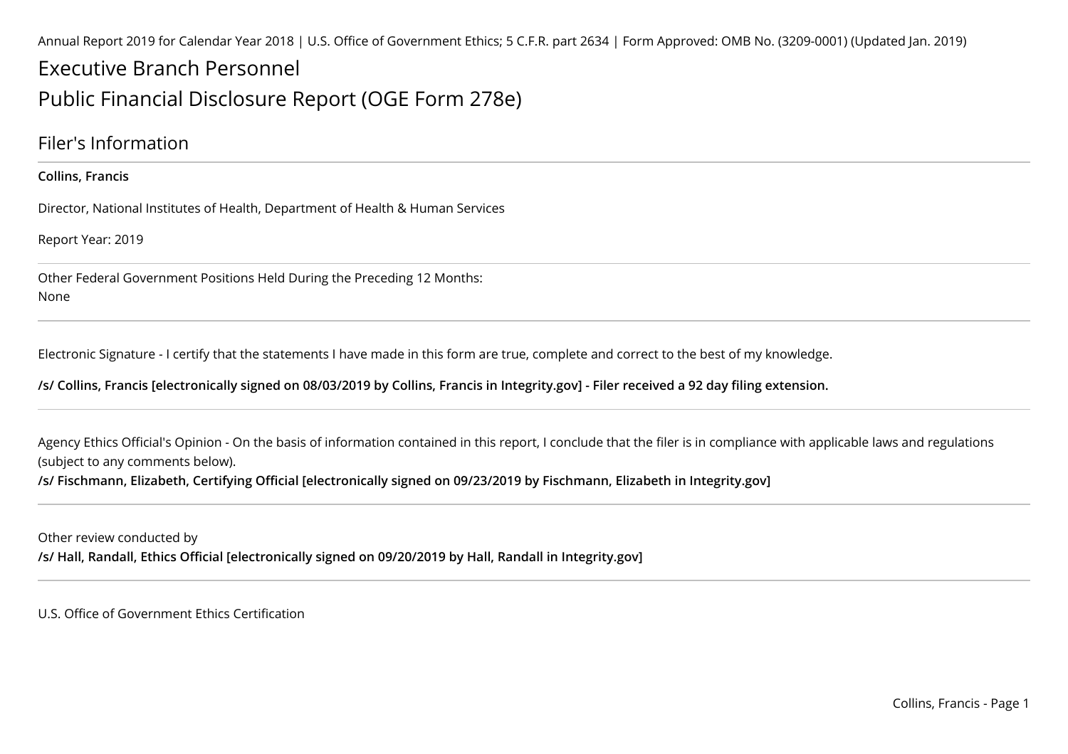Annual Report 2019 for Calendar Year 2018 | U.S. Office of Government Ethics; 5 C.F.R. part 2634 | Form Approved: OMB No. (3209-0001) (Updated Jan. 2019)

# Executive Branch Personnel

# Public Financial Disclosure Report (OGE Form 278e)

## Filer's Information

**Collins, Francis**

Director, National Institutes of Health, Department of Health & Human Services

Report Year: 2019

Other Federal Government Positions Held During the Preceding 12 Months:
None

Electronic Signature - I certify that the statements I have made in this form are true, complete and correct to the best of my knowledge.

**/s/ Collins, Francis [electronically signed on 08/03/2019 by Collins, Francis in Integrity.gov] - Filer received a 92 day filing extension.**

Agency Ethics Official's Opinion - On the basis of information contained in this report, I conclude that the filer is in compliance with applicable laws and regulations (subject to any comments below).

**/s/ Fischmann, Elizabeth, Certifying Official [electronically signed on 09/23/2019 by Fischmann, Elizabeth in Integrity.gov]**

Other review conducted by

**/s/ Hall, Randall, Ethics Official [electronically signed on 09/20/2019 by Hall, Randall in Integrity.gov]**

U.S. Office of Government Ethics Certification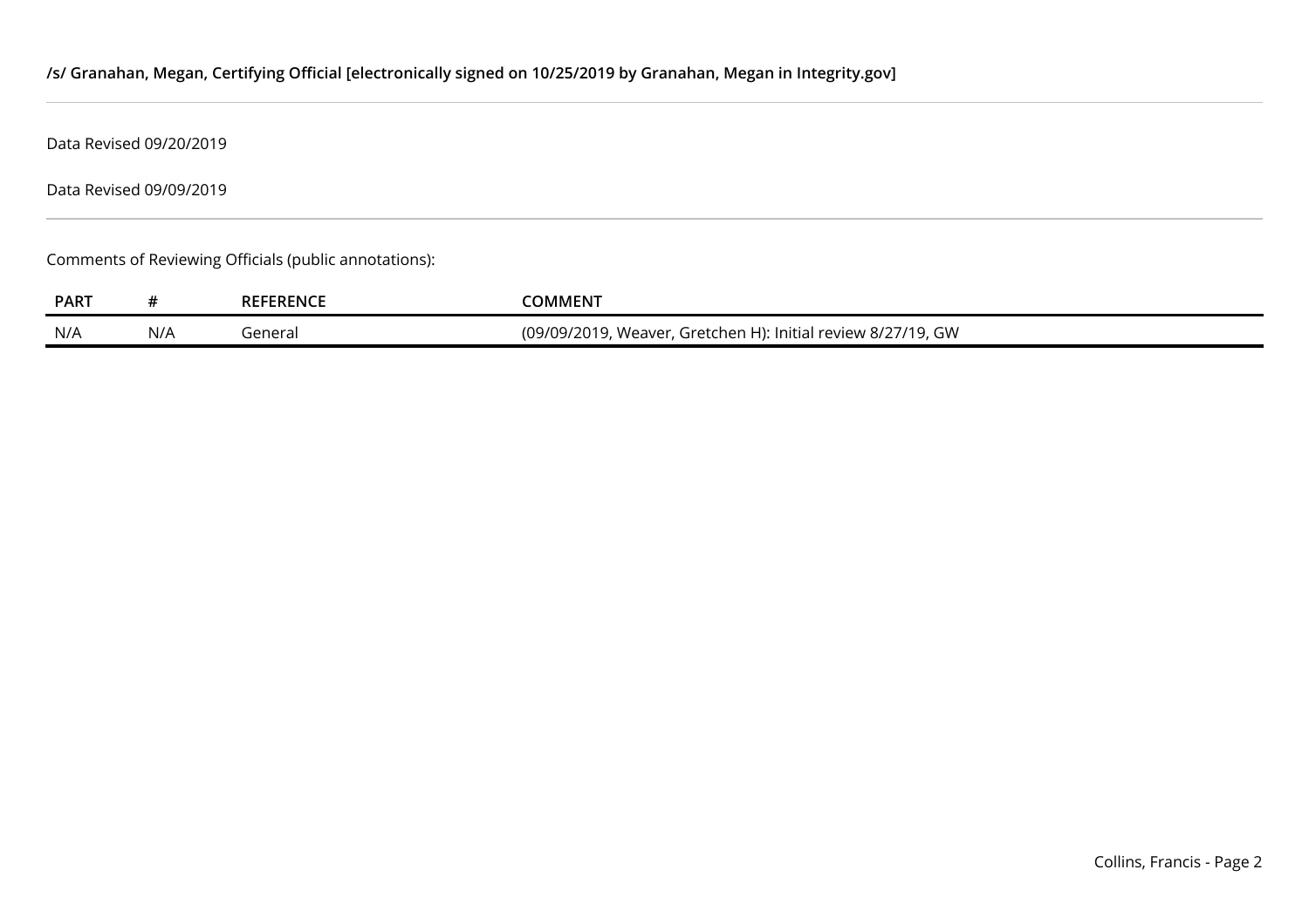**/s/ Granahan, Megan, Certifying Official [electronically signed on 10/25/2019 by Granahan, Megan in Integrity.gov]**

---

Data Revised 09/20/2019

Data Revised 09/09/2019

---

Comments of Reviewing Officials (public annotations):

| PART | # | REFERENCE | COMMENT |
|---|---|---|---|
| N/A | N/A | General | (09/09/2019, Weaver, Gretchen H): Initial review 8/27/19, GW |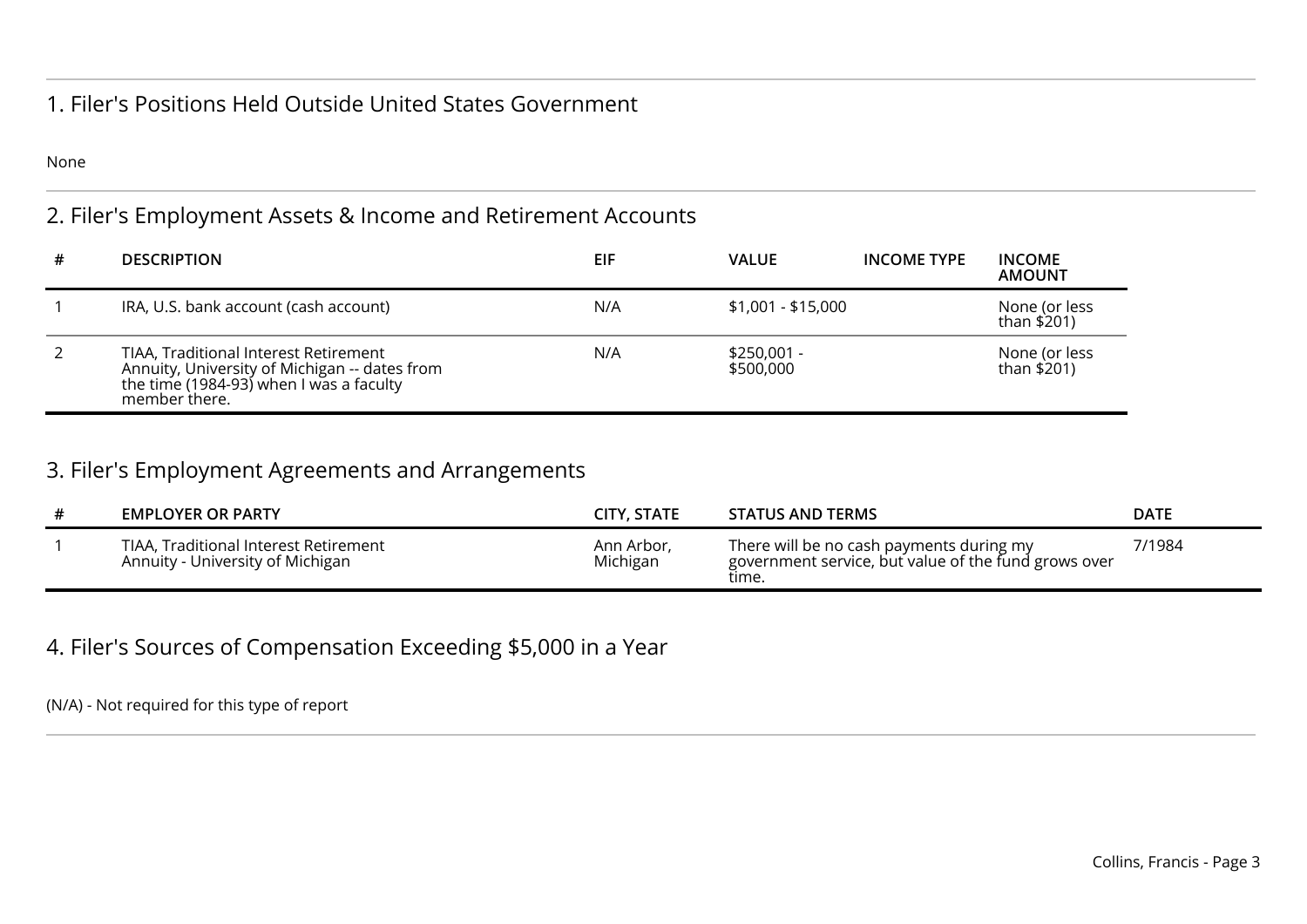## 1. Filer's Positions Held Outside United States Government

None

## 2. Filer's Employment Assets & Income and Retirement Accounts

| # | DESCRIPTION | EIF | VALUE | INCOME TYPE | INCOME AMOUNT |
|---|---|---|---|---|---|
| 1 | IRA, U.S. bank account (cash account) | N/A | $1,001 - $15,000 | | None (or less than $201) |
| 2 | TIAA, Traditional Interest Retirement Annuity, University of Michigan -- dates from the time (1984-93) when I was a faculty member there. | N/A | $250,001 - $500,000 | | None (or less than $201) |

## 3. Filer's Employment Agreements and Arrangements

| # | EMPLOYER OR PARTY | CITY, STATE | STATUS AND TERMS | DATE |
|---|---|---|---|---|
| 1 | TIAA, Traditional Interest Retirement Annuity - University of Michigan | Ann Arbor, Michigan | There will be no cash payments during my government service, but value of the fund grows over time. | 7/1984 |

## 4. Filer's Sources of Compensation Exceeding $5,000 in a Year

(N/A) - Not required for this type of report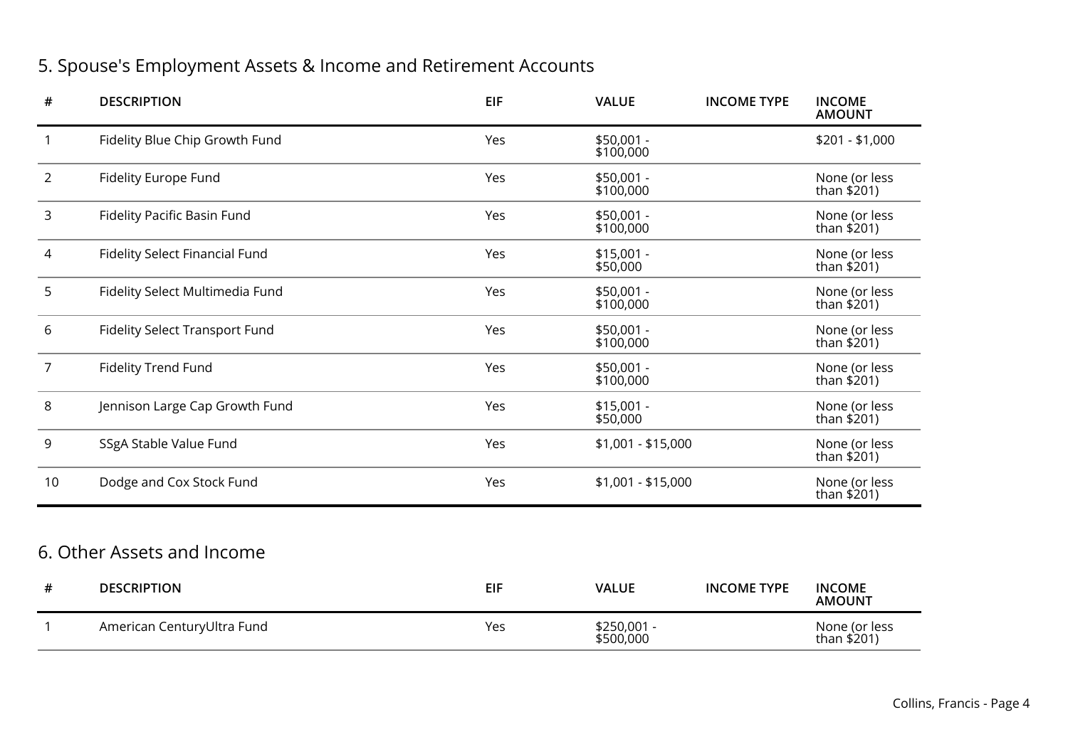## 5. Spouse's Employment Assets & Income and Retirement Accounts

| # | DESCRIPTION | EIF | VALUE | INCOME TYPE | INCOME AMOUNT |
|---|---|---|---|---|---|
| 1 | Fidelity Blue Chip Growth Fund | Yes | $50,001 - $100,000 | | $201 - $1,000 |
| 2 | Fidelity Europe Fund | Yes | $50,001 - $100,000 | | None (or less than $201) |
| 3 | Fidelity Pacific Basin Fund | Yes | $50,001 - $100,000 | | None (or less than $201) |
| 4 | Fidelity Select Financial Fund | Yes | $15,001 - $50,000 | | None (or less than $201) |
| 5 | Fidelity Select Multimedia Fund | Yes | $50,001 - $100,000 | | None (or less than $201) |
| 6 | Fidelity Select Transport Fund | Yes | $50,001 - $100,000 | | None (or less than $201) |
| 7 | Fidelity Trend Fund | Yes | $50,001 - $100,000 | | None (or less than $201) |
| 8 | Jennison Large Cap Growth Fund | Yes | $15,001 - $50,000 | | None (or less than $201) |
| 9 | SSgA Stable Value Fund | Yes | $1,001 - $15,000 | | None (or less than $201) |
| 10 | Dodge and Cox Stock Fund | Yes | $1,001 - $15,000 | | None (or less than $201) |

## 6. Other Assets and Income

| # | DESCRIPTION | EIF | VALUE | INCOME TYPE | INCOME AMOUNT |
|---|---|---|---|---|---|
| 1 | American CenturyUltra Fund | Yes | $250,001 - $500,000 | | None (or less than $201) |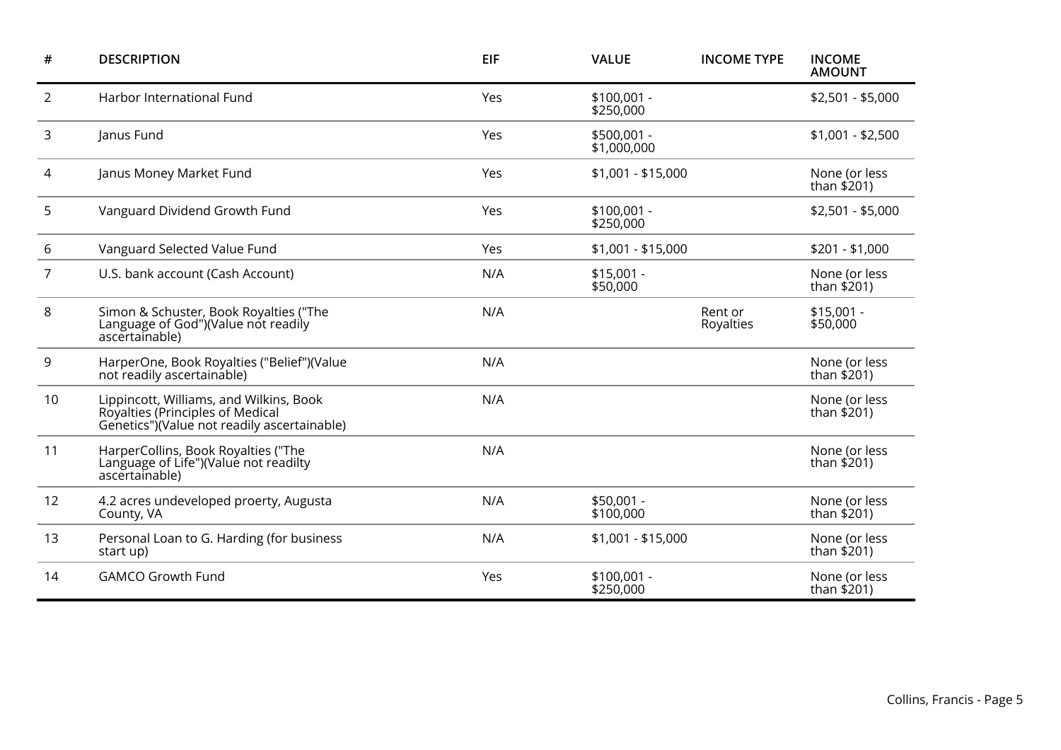| # | DESCRIPTION | EIF | VALUE | INCOME TYPE | INCOME AMOUNT |
|---|---|---|---|---|---|
| 2 | Harbor International Fund | Yes | $100,001 - $250,000 | | $2,501 - $5,000 |
| 3 | Janus Fund | Yes | $500,001 - $1,000,000 | | $1,001 - $2,500 |
| 4 | Janus Money Market Fund | Yes | $1,001 - $15,000 | | None (or less than $201) |
| 5 | Vanguard Dividend Growth Fund | Yes | $100,001 - $250,000 | | $2,501 - $5,000 |
| 6 | Vanguard Selected Value Fund | Yes | $1,001 - $15,000 | | $201 - $1,000 |
| 7 | U.S. bank account (Cash Account) | N/A | $15,001 - $50,000 | | None (or less than $201) |
| 8 | Simon & Schuster, Book Royalties ("The Language of God")(Value not readily ascertainable) | N/A | | Rent or Royalties | $15,001 - $50,000 |
| 9 | HarperOne, Book Royalties ("Belief")(Value not readily ascertainable) | N/A | | | None (or less than $201) |
| 10 | Lippincott, Williams, and Wilkins, Book Royalties (Principles of Medical Genetics")(Value not readily ascertainable) | N/A | | | None (or less than $201) |
| 11 | HarperCollins, Book Royalties ("The Language of Life")(Value not readilty ascertainable) | N/A | | | None (or less than $201) |
| 12 | 4.2 acres undeveloped proerty, Augusta County, VA | N/A | $50,001 - $100,000 | | None (or less than $201) |
| 13 | Personal Loan to G. Harding (for business start up) | N/A | $1,001 - $15,000 | | None (or less than $201) |
| 14 | GAMCO Growth Fund | Yes | $100,001 - $250,000 | | None (or less than $201) |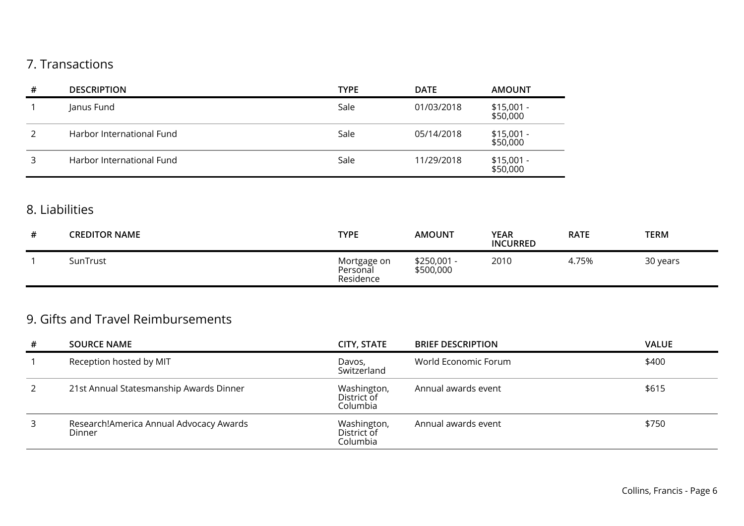## 7. Transactions

| # | DESCRIPTION | TYPE | DATE | AMOUNT |
|---|---|---|---|---|
| 1 | Janus Fund | Sale | 01/03/2018 | $15,001 - $50,000 |
| 2 | Harbor International Fund | Sale | 05/14/2018 | $15,001 - $50,000 |
| 3 | Harbor International Fund | Sale | 11/29/2018 | $15,001 - $50,000 |

## 8. Liabilities

| # | CREDITOR NAME | TYPE | AMOUNT | YEAR INCURRED | RATE | TERM |
|---|---|---|---|---|---|---|
| 1 | SunTrust | Mortgage on Personal Residence | $250,001 - $500,000 | 2010 | 4.75% | 30 years |

## 9. Gifts and Travel Reimbursements

| # | SOURCE NAME | CITY, STATE | BRIEF DESCRIPTION | VALUE |
|---|---|---|---|---|
| 1 | Reception hosted by MIT | Davos, Switzerland | World Economic Forum | $400 |
| 2 | 21st Annual Statesmanship Awards Dinner | Washington, District of Columbia | Annual awards event | $615 |
| 3 | Research!America Annual Advocacy Awards Dinner | Washington, District of Columbia | Annual awards event | $750 |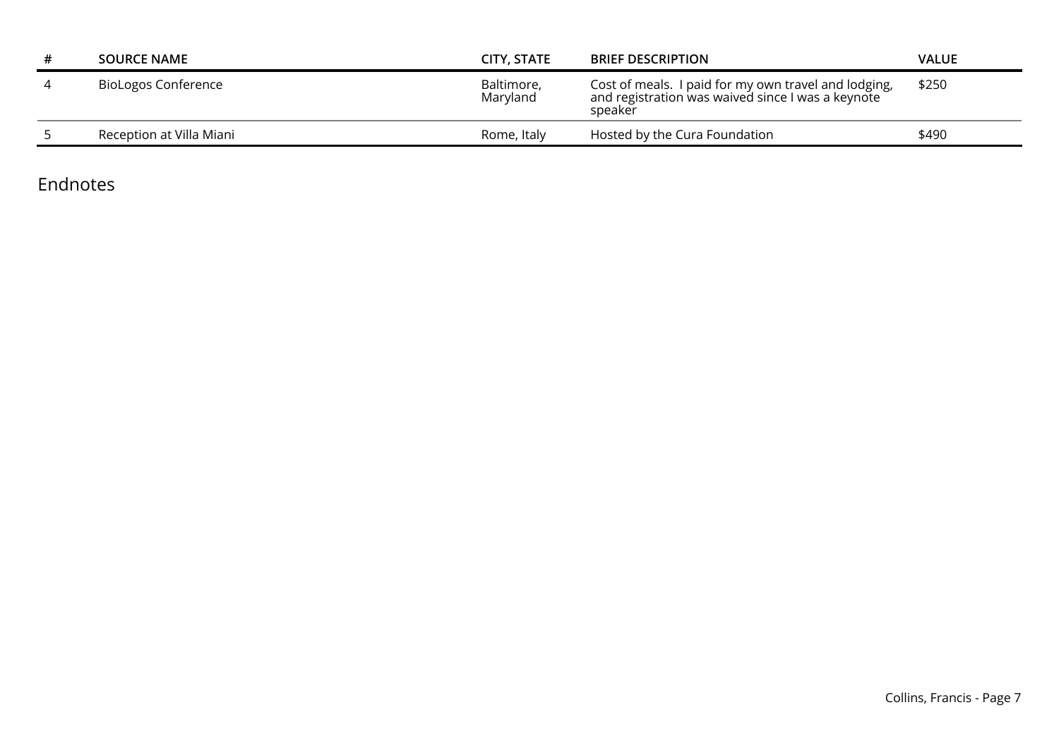| # | SOURCE NAME | CITY, STATE | BRIEF DESCRIPTION | VALUE |
|---|---|---|---|---|
| 4 | BioLogos Conference | Baltimore, Maryland | Cost of meals. I paid for my own travel and lodging, and registration was waived since I was a keynote speaker | $250 |
| 5 | Reception at Villa Miani | Rome, Italy | Hosted by the Cura Foundation | $490 |

## Endnotes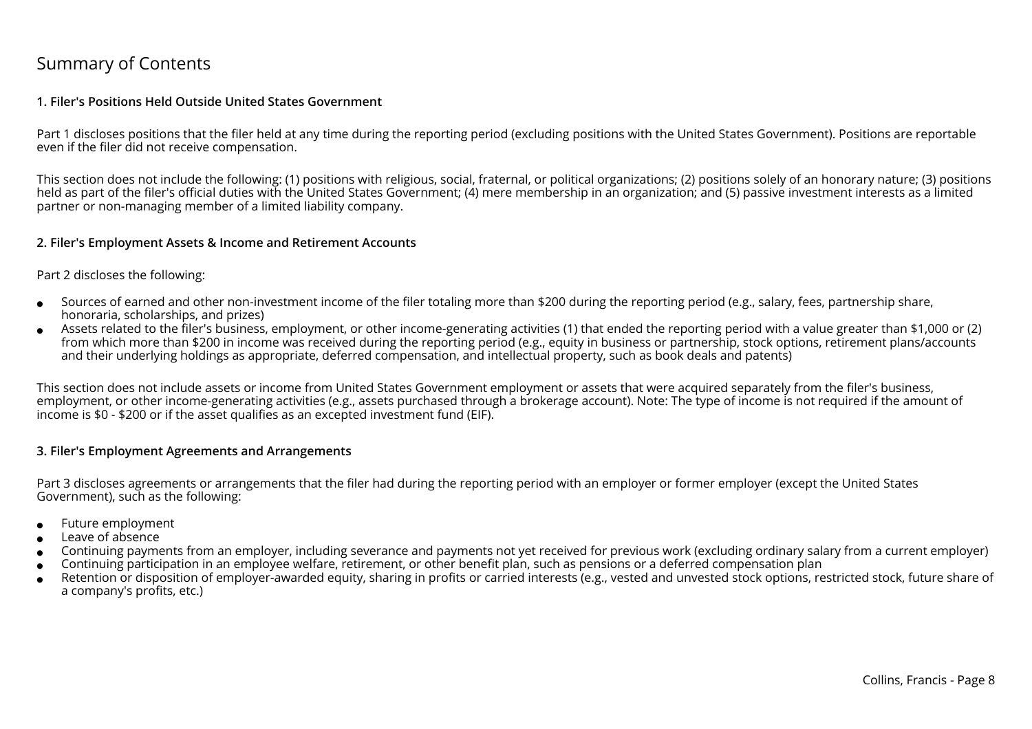# Summary of Contents

### 1. Filer's Positions Held Outside United States Government

Part 1 discloses positions that the filer held at any time during the reporting period (excluding positions with the United States Government). Positions are reportable even if the filer did not receive compensation.

This section does not include the following: (1) positions with religious, social, fraternal, or political organizations; (2) positions solely of an honorary nature; (3) positions held as part of the filer's official duties with the United States Government; (4) mere membership in an organization; and (5) passive investment interests as a limited partner or non-managing member of a limited liability company.

### 2. Filer's Employment Assets & Income and Retirement Accounts

Part 2 discloses the following:

- Sources of earned and other non-investment income of the filer totaling more than $200 during the reporting period (e.g., salary, fees, partnership share, honoraria, scholarships, and prizes)
- Assets related to the filer's business, employment, or other income-generating activities (1) that ended the reporting period with a value greater than $1,000 or (2) from which more than $200 in income was received during the reporting period (e.g., equity in business or partnership, stock options, retirement plans/accounts and their underlying holdings as appropriate, deferred compensation, and intellectual property, such as book deals and patents)

This section does not include assets or income from United States Government employment or assets that were acquired separately from the filer's business, employment, or other income-generating activities (e.g., assets purchased through a brokerage account). Note: The type of income is not required if the amount of income is $0 - $200 or if the asset qualifies as an excepted investment fund (EIF).

### 3. Filer's Employment Agreements and Arrangements

Part 3 discloses agreements or arrangements that the filer had during the reporting period with an employer or former employer (except the United States Government), such as the following:

- Future employment
- Leave of absence
- Continuing payments from an employer, including severance and payments not yet received for previous work (excluding ordinary salary from a current employer)
- Continuing participation in an employee welfare, retirement, or other benefit plan, such as pensions or a deferred compensation plan
- Retention or disposition of employer-awarded equity, sharing in profits or carried interests (e.g., vested and unvested stock options, restricted stock, future share of a company's profits, etc.)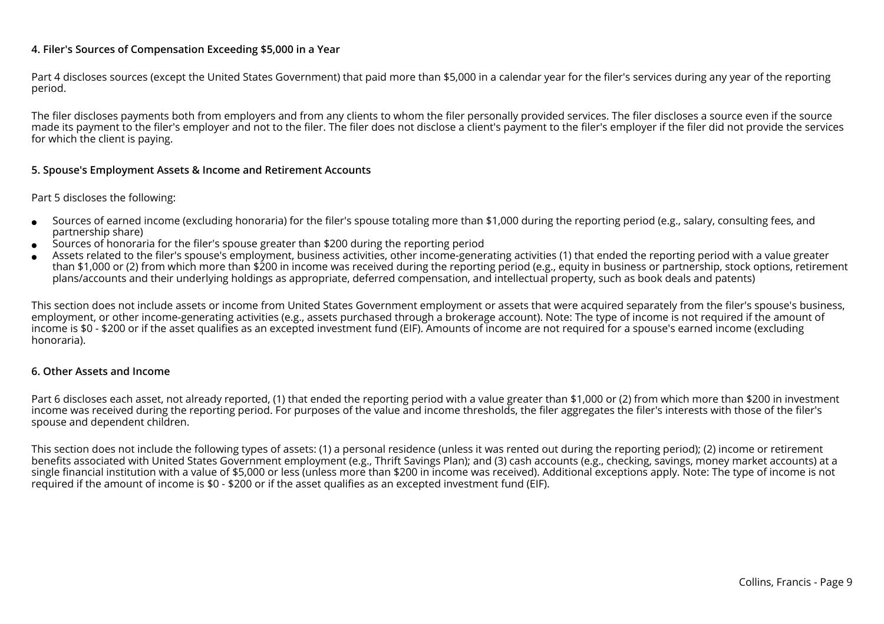### 4. Filer's Sources of Compensation Exceeding $5,000 in a Year

Part 4 discloses sources (except the United States Government) that paid more than $5,000 in a calendar year for the filer's services during any year of the reporting period.

The filer discloses payments both from employers and from any clients to whom the filer personally provided services. The filer discloses a source even if the source made its payment to the filer's employer and not to the filer. The filer does not disclose a client's payment to the filer's employer if the filer did not provide the services for which the client is paying.

### 5. Spouse's Employment Assets & Income and Retirement Accounts

Part 5 discloses the following:

- Sources of earned income (excluding honoraria) for the filer's spouse totaling more than $1,000 during the reporting period (e.g., salary, consulting fees, and partnership share)
- Sources of honoraria for the filer's spouse greater than $200 during the reporting period
- Assets related to the filer's spouse's employment, business activities, other income-generating activities (1) that ended the reporting period with a value greater than $1,000 or (2) from which more than $200 in income was received during the reporting period (e.g., equity in business or partnership, stock options, retirement plans/accounts and their underlying holdings as appropriate, deferred compensation, and intellectual property, such as book deals and patents)

This section does not include assets or income from United States Government employment or assets that were acquired separately from the filer's spouse's business, employment, or other income-generating activities (e.g., assets purchased through a brokerage account). Note: The type of income is not required if the amount of income is $0 - $200 or if the asset qualifies as an excepted investment fund (EIF). Amounts of income are not required for a spouse's earned income (excluding honoraria).

### 6. Other Assets and Income

Part 6 discloses each asset, not already reported, (1) that ended the reporting period with a value greater than $1,000 or (2) from which more than $200 in investment income was received during the reporting period. For purposes of the value and income thresholds, the filer aggregates the filer's interests with those of the filer's spouse and dependent children.

This section does not include the following types of assets: (1) a personal residence (unless it was rented out during the reporting period); (2) income or retirement benefits associated with United States Government employment (e.g., Thrift Savings Plan); and (3) cash accounts (e.g., checking, savings, money market accounts) at a single financial institution with a value of $5,000 or less (unless more than $200 in income was received). Additional exceptions apply. Note: The type of income is not required if the amount of income is $0 - $200 or if the asset qualifies as an excepted investment fund (EIF).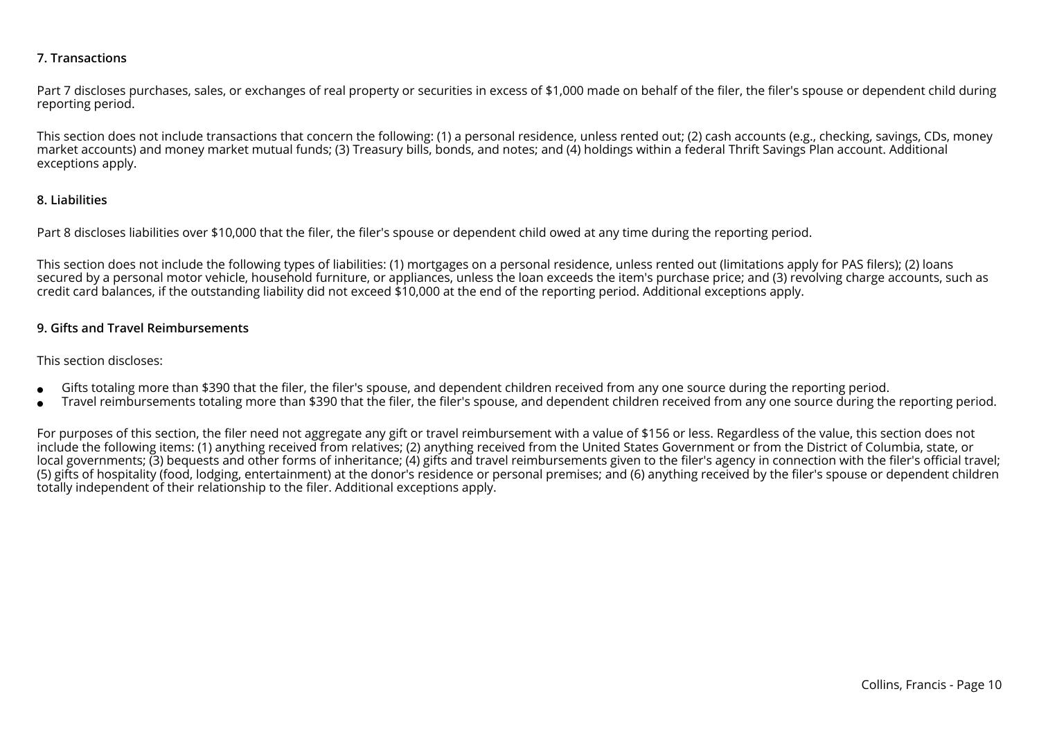### 7. Transactions

Part 7 discloses purchases, sales, or exchanges of real property or securities in excess of $1,000 made on behalf of the filer, the filer's spouse or dependent child during reporting period.

This section does not include transactions that concern the following: (1) a personal residence, unless rented out; (2) cash accounts (e.g., checking, savings, CDs, money market accounts) and money market mutual funds; (3) Treasury bills, bonds, and notes; and (4) holdings within a federal Thrift Savings Plan account. Additional exceptions apply.

### 8. Liabilities

Part 8 discloses liabilities over $10,000 that the filer, the filer's spouse or dependent child owed at any time during the reporting period.

This section does not include the following types of liabilities: (1) mortgages on a personal residence, unless rented out (limitations apply for PAS filers); (2) loans secured by a personal motor vehicle, household furniture, or appliances, unless the loan exceeds the item's purchase price; and (3) revolving charge accounts, such as credit card balances, if the outstanding liability did not exceed $10,000 at the end of the reporting period. Additional exceptions apply.

### 9. Gifts and Travel Reimbursements

This section discloses:

- Gifts totaling more than $390 that the filer, the filer's spouse, and dependent children received from any one source during the reporting period.
- Travel reimbursements totaling more than $390 that the filer, the filer's spouse, and dependent children received from any one source during the reporting period.

For purposes of this section, the filer need not aggregate any gift or travel reimbursement with a value of $156 or less. Regardless of the value, this section does not include the following items: (1) anything received from relatives; (2) anything received from the United States Government or from the District of Columbia, state, or local governments; (3) bequests and other forms of inheritance; (4) gifts and travel reimbursements given to the filer's agency in connection with the filer's official travel; (5) gifts of hospitality (food, lodging, entertainment) at the donor's residence or personal premises; and (6) anything received by the filer's spouse or dependent children totally independent of their relationship to the filer. Additional exceptions apply.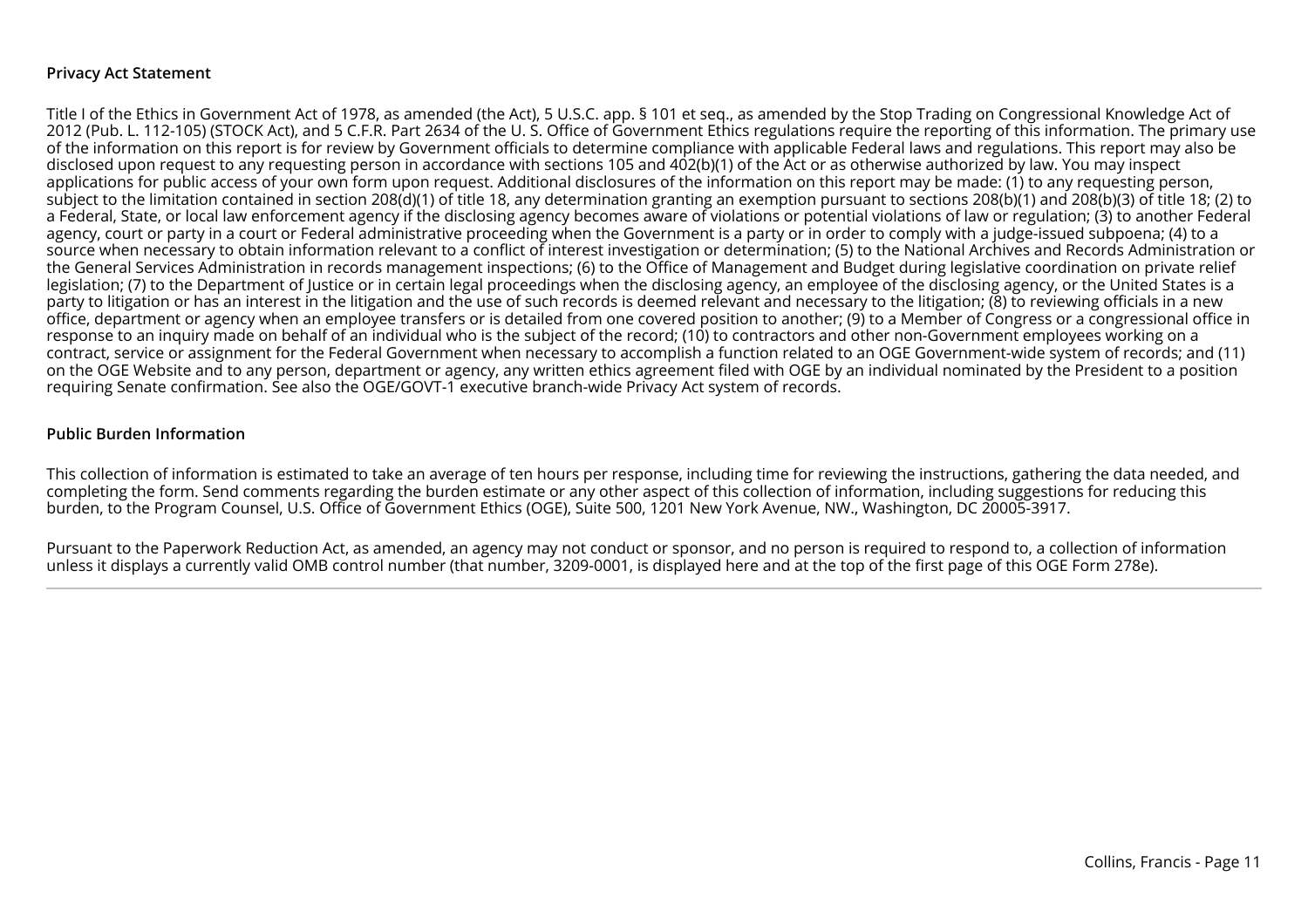**Privacy Act Statement**

Title I of the Ethics in Government Act of 1978, as amended (the Act), 5 U.S.C. app. § 101 et seq., as amended by the Stop Trading on Congressional Knowledge Act of 2012 (Pub. L. 112-105) (STOCK Act), and 5 C.F.R. Part 2634 of the U. S. Office of Government Ethics regulations require the reporting of this information. The primary use of the information on this report is for review by Government officials to determine compliance with applicable Federal laws and regulations. This report may also be disclosed upon request to any requesting person in accordance with sections 105 and 402(b)(1) of the Act or as otherwise authorized by law. You may inspect applications for public access of your own form upon request. Additional disclosures of the information on this report may be made: (1) to any requesting person, subject to the limitation contained in section 208(d)(1) of title 18, any determination granting an exemption pursuant to sections 208(b)(1) and 208(b)(3) of title 18; (2) to a Federal, State, or local law enforcement agency if the disclosing agency becomes aware of violations or potential violations of law or regulation; (3) to another Federal agency, court or party in a court or Federal administrative proceeding when the Government is a party or in order to comply with a judge-issued subpoena; (4) to a source when necessary to obtain information relevant to a conflict of interest investigation or determination; (5) to the National Archives and Records Administration or the General Services Administration in records management inspections; (6) to the Office of Management and Budget during legislative coordination on private relief legislation; (7) to the Department of Justice or in certain legal proceedings when the disclosing agency, an employee of the disclosing agency, or the United States is a party to litigation or has an interest in the litigation and the use of such records is deemed relevant and necessary to the litigation; (8) to reviewing officials in a new office, department or agency when an employee transfers or is detailed from one covered position to another; (9) to a Member of Congress or a congressional office in response to an inquiry made on behalf of an individual who is the subject of the record; (10) to contractors and other non-Government employees working on a contract, service or assignment for the Federal Government when necessary to accomplish a function related to an OGE Government-wide system of records; and (11) on the OGE Website and to any person, department or agency, any written ethics agreement filed with OGE by an individual nominated by the President to a position requiring Senate confirmation. See also the OGE/GOVT-1 executive branch-wide Privacy Act system of records.

**Public Burden Information**

This collection of information is estimated to take an average of ten hours per response, including time for reviewing the instructions, gathering the data needed, and completing the form. Send comments regarding the burden estimate or any other aspect of this collection of information, including suggestions for reducing this burden, to the Program Counsel, U.S. Office of Government Ethics (OGE), Suite 500, 1201 New York Avenue, NW., Washington, DC 20005-3917.

Pursuant to the Paperwork Reduction Act, as amended, an agency may not conduct or sponsor, and no person is required to respond to, a collection of information unless it displays a currently valid OMB control number (that number, 3209-0001, is displayed here and at the top of the first page of this OGE Form 278e).